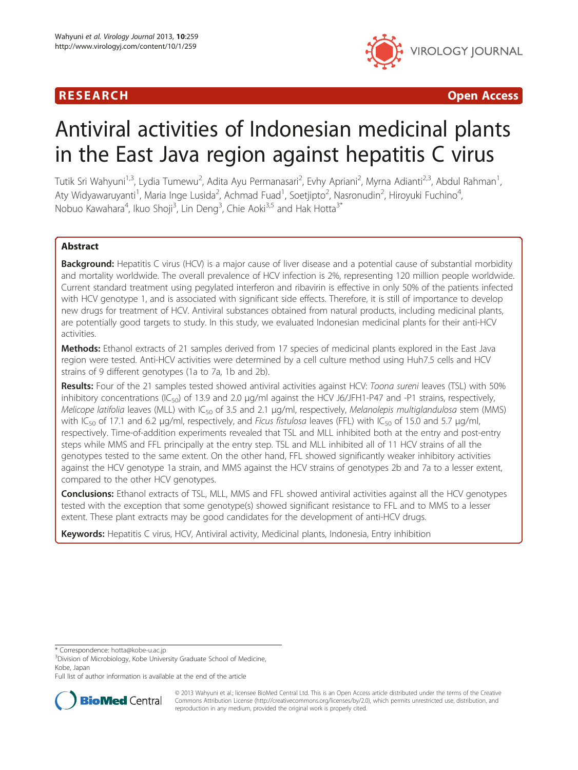RESEARCH Open Access

# Antiviral activities of Indonesian medicinal plants in the East Java region against hepatitis C virus

Tutik Sri Wahyuni[1,3], Lydia Tumewu[2], Adita Ayu Permanasari[2], Evhy Apriani[2], Myrna Adianti[2,3], Abdul Rahman[1], Aty Widyawaruyanti[1], Maria Inge Lusida[2], Achmad Fuad[1], Soetjipto[2], Nasronudin[2], Hiroyuki Fuchino[4], Nobuo Kawahara[4], Ikuo Shoji[3], Lin Deng[3], Chie Aoki[3,5] and Hak Hotta[3*]

## Abstract

**Background:** Hepatitis C virus (HCV) is a major cause of liver disease and a potential cause of substantial morbidity and mortality worldwide. The overall prevalence of HCV infection is 2%, representing 120 million people worldwide. Current standard treatment using pegylated interferon and ribavirin is effective in only 50% of the patients infected with HCV genotype 1, and is associated with significant side effects. Therefore, it is still of importance to develop new drugs for treatment of HCV. Antiviral substances obtained from natural products, including medicinal plants, are potentially good targets to study. In this study, we evaluated Indonesian medicinal plants for their anti-HCV activities.

**Methods:** Ethanol extracts of 21 samples derived from 17 species of medicinal plants explored in the East Java region were tested. Anti-HCV activities were determined by a cell culture method using Huh7.5 cells and HCV strains of 9 different genotypes (1a to 7a, 1b and 2b).

**Results:** Four of the 21 samples tested showed antiviral activities against HCV: *Toona sureni* leaves (TSL) with 50% inhibitory concentrations ($IC_{50}$) of 13.9 and 2.0 μg/ml against the HCV J6/JFH1-P47 and -P1 strains, respectively, *Melicope latifolia* leaves (MLL) with $IC_{50}$ of 3.5 and 2.1 μg/ml, respectively, *Melanolepis multiglandulosa* stem (MMS) with $IC_{50}$ of 17.1 and 6.2 μg/ml, respectively, and *Ficus fistulosa* leaves (FFL) with $IC_{50}$ of 15.0 and 5.7 μg/ml, respectively. Time-of-addition experiments revealed that TSL and MLL inhibited both at the entry and post-entry steps while MMS and FFL principally at the entry step. TSL and MLL inhibited all of 11 HCV strains of all the genotypes tested to the same extent. On the other hand, FFL showed significantly weaker inhibitory activities against the HCV genotype 1a strain, and MMS against the HCV strains of genotypes 2b and 7a to a lesser extent, compared to the other HCV genotypes.

**Conclusions:** Ethanol extracts of TSL, MLL, MMS and FFL showed antiviral activities against all the HCV genotypes tested with the exception that some genotype(s) showed significant resistance to FFL and to MMS to a lesser extent. These plant extracts may be good candidates for the development of anti-HCV drugs.

**Keywords:** Hepatitis C virus, HCV, Antiviral activity, Medicinal plants, Indonesia, Entry inhibition

---

\* Correspondence: hotta@kobe-u.ac.jp
[3]Division of Microbiology, Kobe University Graduate School of Medicine, Kobe, Japan
Full list of author information is available at the end of the article

© 2013 Wahyuni et al.; licensee BioMed Central Ltd. This is an Open Access article distributed under the terms of the Creative Commons Attribution License (http://creativecommons.org/licenses/by/2.0), which permits unrestricted use, distribution, and reproduction in any medium, provided the original work is properly cited.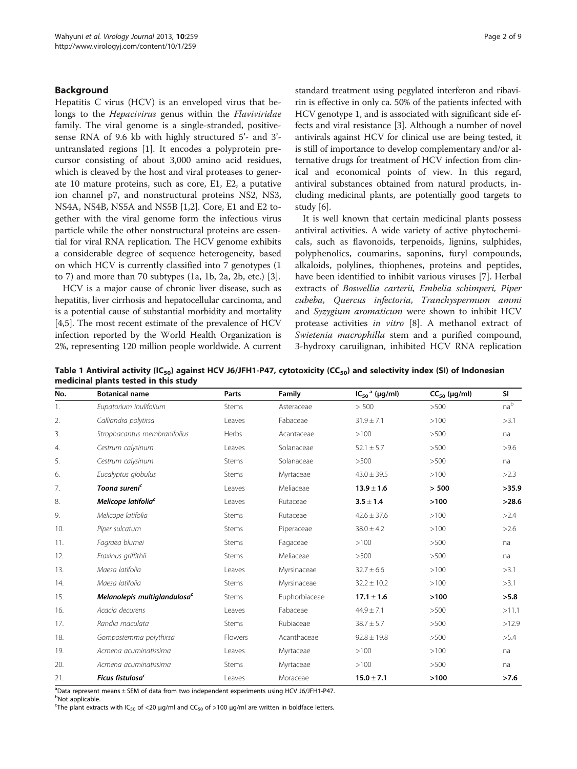## Background

Hepatitis C virus (HCV) is an enveloped virus that belongs to the *Hepacivirus* genus within the *Flaviviridae* family. The viral genome is a single-stranded, positive-sense RNA of 9.6 kb with highly structured 5'- and 3'-untranslated regions [1]. It encodes a polyprotein precursor consisting of about 3,000 amino acid residues, which is cleaved by the host and viral proteases to generate 10 mature proteins, such as core, E1, E2, a putative ion channel p7, and nonstructural proteins NS2, NS3, NS4A, NS4B, NS5A and NS5B [1,2]. Core, E1 and E2 together with the viral genome form the infectious virus particle while the other nonstructural proteins are essential for viral RNA replication. The HCV genome exhibits a considerable degree of sequence heterogeneity, based on which HCV is currently classified into 7 genotypes (1 to 7) and more than 70 subtypes (1a, 1b, 2a, 2b, etc.) [3].

HCV is a major cause of chronic liver disease, such as hepatitis, liver cirrhosis and hepatocellular carcinoma, and is a potential cause of substantial morbidity and mortality [4,5]. The most recent estimate of the prevalence of HCV infection reported by the World Health Organization is 2%, representing 120 million people worldwide. A current standard treatment using pegylated interferon and ribavirin is effective in only ca. 50% of the patients infected with HCV genotype 1, and is associated with significant side effects and viral resistance [3]. Although a number of novel antivirals against HCV for clinical use are being tested, it is still of importance to develop complementary and/or alternative drugs for treatment of HCV infection from clinical and economical points of view. In this regard, antiviral substances obtained from natural products, including medicinal plants, are potentially good targets to study [6].

It is well known that certain medicinal plants possess antiviral activities. A wide variety of active phytochemicals, such as flavonoids, terpenoids, lignins, sulphides, polyphenolics, coumarins, saponins, furyl compounds, alkaloids, polylines, thiophenes, proteins and peptides, have been identified to inhibit various viruses [7]. Herbal extracts of *Boswellia carterii, Embelia schimperi, Piper cubeba, Quercus infectoria, Tranchyspermum ammi* and *Syzygium aromaticum* were shown to inhibit HCV protease activities *in vitro* [8]. A methanol extract of *Swietenia macrophilla* stem and a purified compound, 3-hydroxy caruilignan, inhibited HCV RNA replication

**Table 1 Antiviral activity ($IC_{50}$) against HCV J6/JFH1-P47, cytotoxicity ($CC_{50}$) and selectivity index (SI) of Indonesian medicinal plants tested in this study**

| No. | Botanical name | Parts | Family | $IC_{50}$ [a] (μg/ml) | $CC_{50}$ (μg/ml) | SI |
|---|---|---|---|---|---|---|
| 1. | *Eupatorium inulifolium* | Stems | Asteraceae | > 500 | >500 | na[b] |
| 2. | *Calliandra polytirsa* | Leaves | Fabaceae | 31.9 ± 7.1 | >100 | >3.1 |
| 3. | *Strophacantus membranifolius* | Herbs | Acantaceae | >100 | >500 | na |
| 4. | *Cestrum calysinum* | Leaves | Solanaceae | 52.1 ± 5.7 | >500 | >9.6 |
| 5. | *Cestrum calysinum* | Stems | Solanaceae | >500 | >500 | na |
| 6. | *Eucalyptus globulus* | Stems | Myrtaceae | 43.0 ± 39.5 | >100 | >2.3 |
| 7. | ***Toona sureni***[c] | Leaves | Meliaceae | **13.9 ± 1.6** | **> 500** | **>35.9** |
| 8. | ***Melicope latifolia***[c] | Leaves | Rutaceae | **3.5 ± 1.4** | **>100** | **>28.6** |
| 9. | *Melicope latifolia* | Stems | Rutaceae | 42.6 ± 37.6 | >100 | >2.4 |
| 10. | *Piper sulcatum* | Stems | Piperaceae | 38.0 ± 4.2 | >100 | >2.6 |
| 11. | *Fagraea blumei* | Stems | Fagaceae | >100 | >500 | na |
| 12. | *Fraxinus griffithii* | Stems | Meliaceae | >500 | >500 | na |
| 13. | *Maesa latifolia* | Leaves | Myrsinaceae | 32.7 ± 6.6 | >100 | >3.1 |
| 14. | *Maesa latifolia* | Stems | Myrsinaceae | 32.2 ± 10.2 | >100 | >3.1 |
| 15. | ***Melanolepis multiglandulosa***[c] | Stems | Euphorbiaceae | **17.1 ± 1.6** | **>100** | **>5.8** |
| 16. | *Acacia decurens* | Leaves | Fabaceae | 44.9 ± 7.1 | >500 | >11.1 |
| 17. | *Randia maculata* | Stems | Rubiaceae | 38.7 ± 5.7 | >500 | >12.9 |
| 18. | *Gompostemma polythirsa* | Flowers | Acanthaceae | 92.8 ± 19.8 | >500 | >5.4 |
| 19. | *Acmena acuminatissima* | Leaves | Myrtaceae | >100 | >100 | na |
| 20. | *Acmena acuminatissima* | Stems | Myrtaceae | >100 | >500 | na |
| 21. | ***Ficus fistulosa***[c] | Leaves | Moraceae | **15.0 ± 7.1** | **>100** | **>7.6** |

[a]Data represent means ± SEM of data from two independent experiments using HCV J6/JFH1-P47.
[b]Not applicable.
[c]The plant extracts with $IC_{50}$ of <20 μg/ml and $CC_{50}$ of >100 μg/ml are written in boldface letters.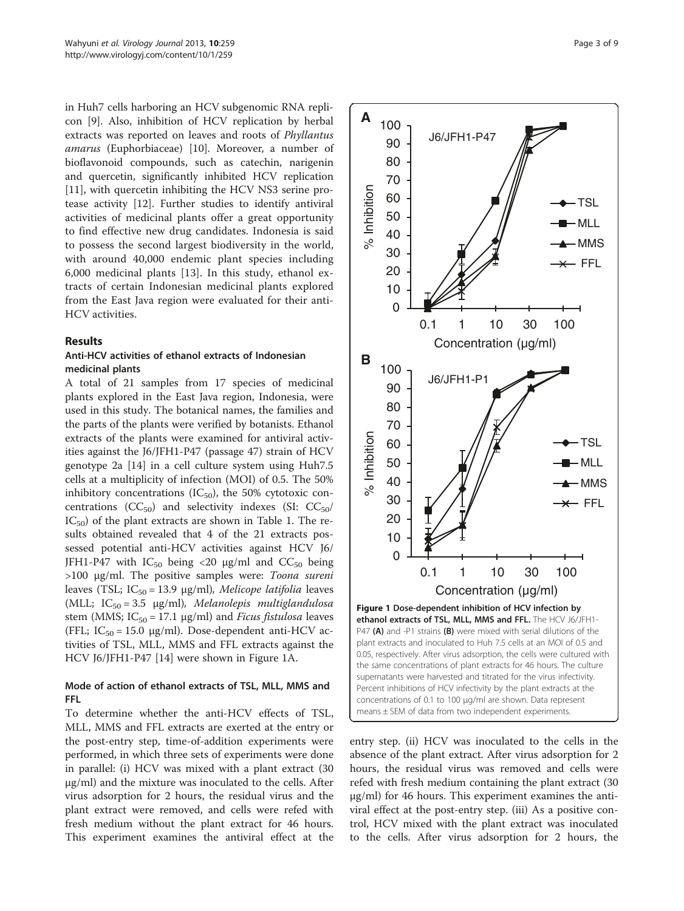in Huh7 cells harboring an HCV subgenomic RNA replicon [9]. Also, inhibition of HCV replication by herbal extracts was reported on leaves and roots of *Phyllantus amarus* (Euphorbiaceae) [10]. Moreover, a number of bioflavonoid compounds, such as catechin, narigenin and quercetin, significantly inhibited HCV replication [11], with quercetin inhibiting the HCV NS3 serine protease activity [12]. Further studies to identify antiviral activities of medicinal plants offer a great opportunity to find effective new drug candidates. Indonesia is said to possess the second largest biodiversity in the world, with around 40,000 endemic plant species including 6,000 medicinal plants [13]. In this study, ethanol extracts of certain Indonesian medicinal plants explored from the East Java region were evaluated for their anti-HCV activities.

## Results

### Anti-HCV activities of ethanol extracts of Indonesian medicinal plants

A total of 21 samples from 17 species of medicinal plants explored in the East Java region, Indonesia, were used in this study. The botanical names, the families and the parts of the plants were verified by botanists. Ethanol extracts of the plants were examined for antiviral activities against the J6/JFH1-P47 (passage 47) strain of HCV genotype 2a [14] in a cell culture system using Huh7.5 cells at a multiplicity of infection (MOI) of 0.5. The 50% inhibitory concentrations ($IC_{50}$), the 50% cytotoxic concentrations ($CC_{50}$) and selectivity indexes (SI: $CC_{50}/IC_{50}$) of the plant extracts are shown in Table 1. The results obtained revealed that 4 of the 21 extracts possessed potential anti-HCV activities against HCV J6/JFH1-P47 with $IC_{50}$ being <20 μg/ml and $CC_{50}$ being >100 μg/ml. The positive samples were: *Toona sureni* leaves (TSL; $IC_{50}$ = 13.9 μg/ml), *Melicope latifolia* leaves (MLL; $IC_{50}$ = 3.5 μg/ml), *Melanolepis multiglandulosa* stem (MMS; $IC_{50}$ = 17.1 μg/ml) and *Ficus fistulosa* leaves (FFL; $IC_{50}$ = 15.0 μg/ml). Dose-dependent anti-HCV activities of TSL, MLL, MMS and FFL extracts against the HCV J6/JFH1-P47 [14] were shown in Figure 1A.

**Figure 1 Dose-dependent inhibition of HCV infection by ethanol extracts of TSL, MLL, MMS and FFL.** The HCV J6/JFH1-P47 **(A)** and -P1 strains **(B)** were mixed with serial dilutions of the plant extracts and inoculated to Huh 7.5 cells at an MOI of 0.5 and 0.05, respectively. After virus adsorption, the cells were cultured with the same concentrations of plant extracts for 46 hours. The culture supernatants were harvested and titrated for the virus infectivity. Percent inhibitions of HCV infectivity by the plant extracts at the concentrations of 0.1 to 100 μg/ml are shown. Data represent means ± SEM of data from two independent experiments.

### Mode of action of ethanol extracts of TSL, MLL, MMS and FFL

To determine whether the anti-HCV effects of TSL, MLL, MMS and FFL extracts are exerted at the entry or the post-entry step, time-of-addition experiments were performed, in which three sets of experiments were done in parallel: (i) HCV was mixed with a plant extract (30 μg/ml) and the mixture was inoculated to the cells. After virus adsorption for 2 hours, the residual virus and the plant extract were removed, and cells were refed with fresh medium without the plant extract for 46 hours. This experiment examines the antiviral effect at the entry step. (ii) HCV was inoculated to the cells in the absence of the plant extract. After virus adsorption for 2 hours, the residual virus was removed and cells were refed with fresh medium containing the plant extract (30 μg/ml) for 46 hours. This experiment examines the antiviral effect at the post-entry step. (iii) As a positive control, HCV mixed with the plant extract was inoculated to the cells. After virus adsorption for 2 hours, the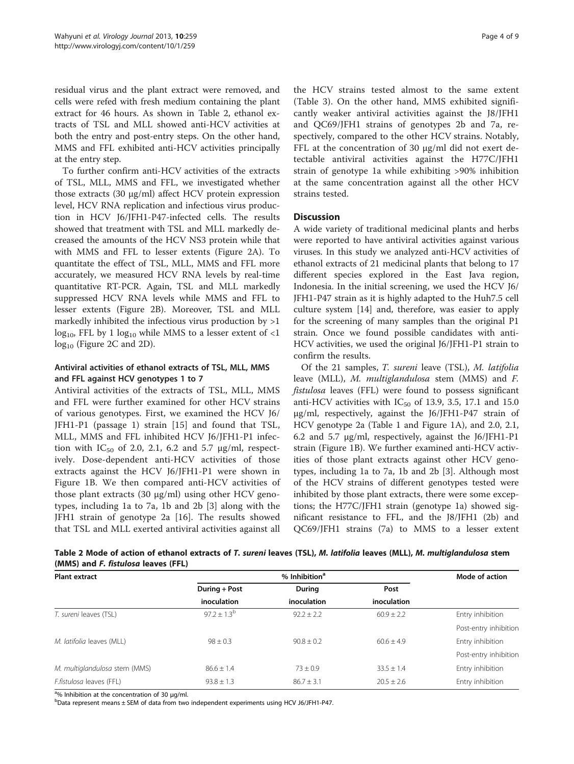residual virus and the plant extract were removed, and cells were refed with fresh medium containing the plant extract for 46 hours. As shown in Table 2, ethanol extracts of TSL and MLL showed anti-HCV activities at both the entry and post-entry steps. On the other hand, MMS and FFL exhibited anti-HCV activities principally at the entry step.

To further confirm anti-HCV activities of the extracts of TSL, MLL, MMS and FFL, we investigated whether those extracts (30 μg/ml) affect HCV protein expression level, HCV RNA replication and infectious virus production in HCV J6/JFH1-P47-infected cells. The results showed that treatment with TSL and MLL markedly decreased the amounts of the HCV NS3 protein while that with MMS and FFL to lesser extents (Figure 2A). To quantitate the effect of TSL, MLL, MMS and FFL more accurately, we measured HCV RNA levels by real-time quantitative RT-PCR. Again, TSL and MLL markedly suppressed HCV RNA levels while MMS and FFL to lesser extents (Figure 2B). Moreover, TSL and MLL markedly inhibited the infectious virus production by >1 $\log_{10}$, FFL by 1 $\log_{10}$ while MMS to a lesser extent of <1 $\log_{10}$ (Figure 2C and 2D).

### Antiviral activities of ethanol extracts of TSL, MLL, MMS and FFL against HCV genotypes 1 to 7

Antiviral activities of the extracts of TSL, MLL, MMS and FFL were further examined for other HCV strains of various genotypes. First, we examined the HCV J6/JFH1-P1 (passage 1) strain [15] and found that TSL, MLL, MMS and FFL inhibited HCV J6/JFH1-P1 infection with $IC_{50}$ of 2.0, 2.1, 6.2 and 5.7 μg/ml, respectively. Dose-dependent anti-HCV activities of those extracts against the HCV J6/JFH1-P1 were shown in Figure 1B. We then compared anti-HCV activities of those plant extracts (30 μg/ml) using other HCV genotypes, including 1a to 7a, 1b and 2b [3] along with the JFH1 strain of genotype 2a [16]. The results showed that TSL and MLL exerted antiviral activities against all the HCV strains tested almost to the same extent (Table 3). On the other hand, MMS exhibited significantly weaker antiviral activities against the J8/JFH1 and QC69/JFH1 strains of genotypes 2b and 7a, respectively, compared to the other HCV strains. Notably, FFL at the concentration of 30 μg/ml did not exert detectable antiviral activities against the H77C/JFH1 strain of genotype 1a while exhibiting >90% inhibition at the same concentration against all the other HCV strains tested.

## Discussion

A wide variety of traditional medicinal plants and herbs were reported to have antiviral activities against various viruses. In this study we analyzed anti-HCV activities of ethanol extracts of 21 medicinal plants that belong to 17 different species explored in the East Java region, Indonesia. In the initial screening, we used the HCV J6/JFH1-P47 strain as it is highly adapted to the Huh7.5 cell culture system [14] and, therefore, was easier to apply for the screening of many samples than the original P1 strain. Once we found possible candidates with anti-HCV activities, we used the original J6/JFH1-P1 strain to confirm the results.

Of the 21 samples, *T. sureni* leave (TSL), *M. latifolia* leave (MLL), *M. multiglandulosa* stem (MMS) and *F. fistulosa* leaves (FFL) were found to possess significant anti-HCV activities with $IC_{50}$ of 13.9, 3.5, 17.1 and 15.0 μg/ml, respectively, against the J6/JFH1-P47 strain of HCV genotype 2a (Table 1 and Figure 1A), and 2.0, 2.1, 6.2 and 5.7 μg/ml, respectively, against the J6/JFH1-P1 strain (Figure 1B). We further examined anti-HCV activities of those plant extracts against other HCV genotypes, including 1a to 7a, 1b and 2b [3]. Although most of the HCV strains of different genotypes tested were inhibited by those plant extracts, there were some exceptions; the H77C/JFH1 strain (genotype 1a) showed significant resistance to FFL, and the J8/JFH1 (2b) and QC69/JFH1 strains (7a) to MMS to a lesser extent

**Table 2 Mode of action of ethanol extracts of *T. sureni* leaves (TSL), *M. latifolia* leaves (MLL), *M. multiglandulosa* stem (MMS) and *F. fistulosa* leaves (FFL)**

| Plant extract | % Inhibition[a] | | | Mode of action |
|---|---|---|---|---|
| | During + Post inoculation | During inoculation | Post inoculation | |
| *T. sureni* leaves (TSL) | 97.2 ± 1.3[b] | 92.2 ± 2.2 | 60.9 ± 2.2 | Entry inhibition |
| | | | | Post-entry inhibition |
| *M. latifolia* leaves (MLL) | 98 ± 0.3 | 90.8 ± 0.2 | 60.6 ± 4.9 | Entry inhibition |
| | | | | Post-entry inhibition |
| *M. multiglandulosa* stem (MMS) | 86.6 ± 1.4 | 73 ± 0.9 | 33.5 ± 1.4 | Entry inhibition |
| *F.fistulosa* leaves (FFL) | 93.8 ± 1.3 | 86.7 ± 3.1 | 20.5 ± 2.6 | Entry inhibition |

[a]% Inhibition at the concentration of 30 μg/ml.
[b]Data represent means ± SEM of data from two independent experiments using HCV J6/JFH1-P47.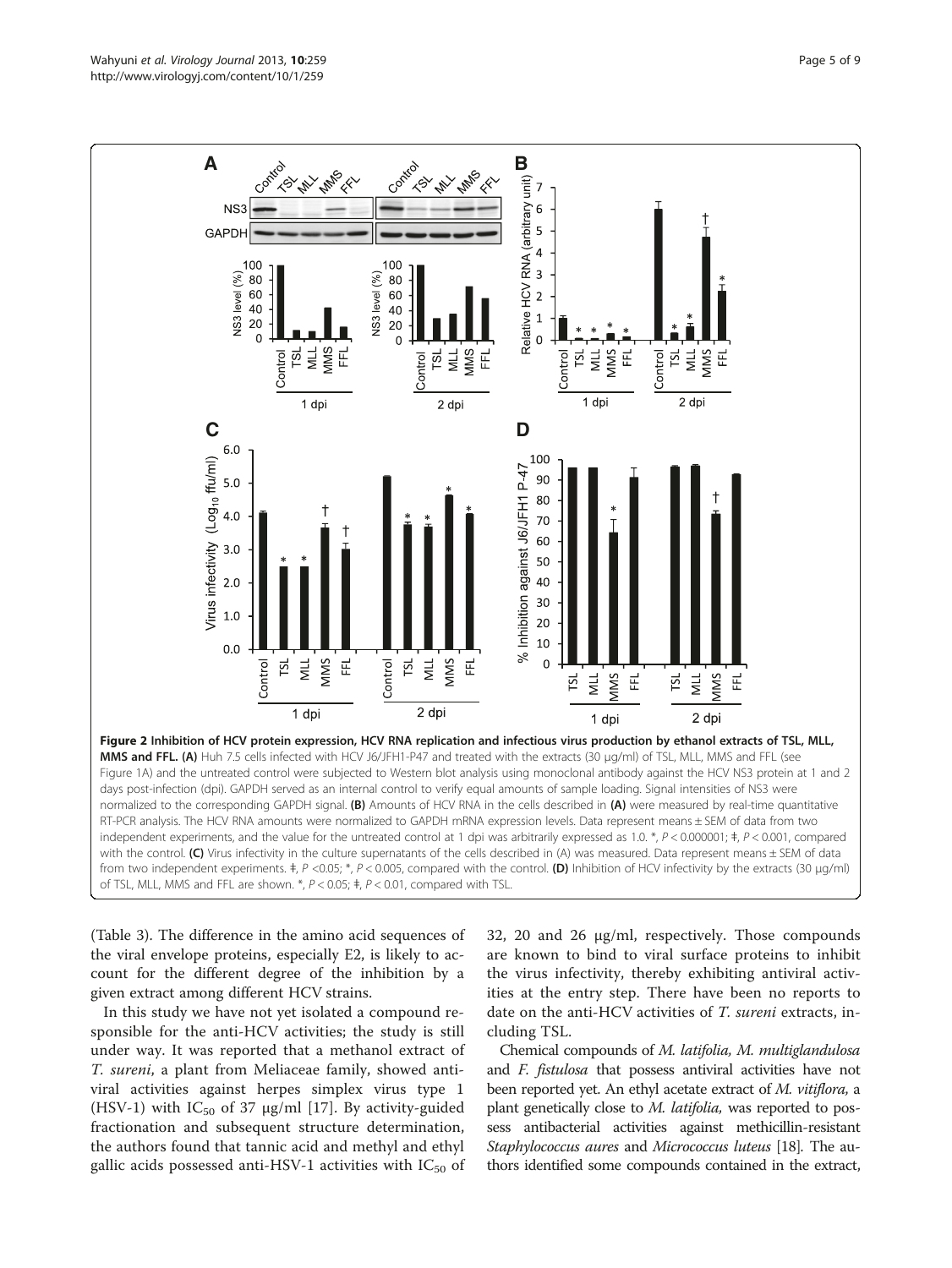**Figure 2 Inhibition of HCV protein expression, HCV RNA replication and infectious virus production by ethanol extracts of TSL, MLL, MMS and FFL. (A)** Huh 7.5 cells infected with HCV J6/JFH1-P47 and treated with the extracts (30 μg/ml) of TSL, MLL, MMS and FFL (see Figure 1A) and the untreated control were subjected to Western blot analysis using monoclonal antibody against the HCV NS3 protein at 1 and 2 days post-infection (dpi). GAPDH served as an internal control to verify equal amounts of sample loading. Signal intensities of NS3 were normalized to the corresponding GAPDH signal. **(B)** Amounts of HCV RNA in the cells described in **(A)** were measured by real-time quantitative RT-PCR analysis. The HCV RNA amounts were normalized to GAPDH mRNA expression levels. Data represent means ± SEM of data from two independent experiments, and the value for the untreated control at 1 dpi was arbitrarily expressed as 1.0. *, $P < 0.000001$; ǂ, $P < 0.001$, compared with the control. **(C)** Virus infectivity in the culture supernatants of the cells described in (A) was measured. Data represent means ± SEM of data from two independent experiments. ǂ, $P < 0.05$; *, $P < 0.005$, compared with the control. **(D)** Inhibition of HCV infectivity by the extracts (30 μg/ml) of TSL, MLL, MMS and FFL are shown. *, $P < 0.05$; ǂ, $P < 0.01$, compared with TSL.

(Table 3). The difference in the amino acid sequences of the viral envelope proteins, especially E2, is likely to account for the different degree of the inhibition by a given extract among different HCV strains.

In this study we have not yet isolated a compound responsible for the anti-HCV activities; the study is still under way. It was reported that a methanol extract of *T. sureni*, a plant from Meliaceae family, showed antiviral activities against herpes simplex virus type 1 (HSV-1) with $IC_{50}$ of 37 μg/ml [17]. By activity-guided fractionation and subsequent structure determination, the authors found that tannic acid and methyl and ethyl gallic acids possessed anti-HSV-1 activities with $IC_{50}$ of 32, 20 and 26 μg/ml, respectively. Those compounds are known to bind to viral surface proteins to inhibit the virus infectivity, thereby exhibiting antiviral activities at the entry step. There have been no reports to date on the anti-HCV activities of *T. sureni* extracts, including TSL.

Chemical compounds of *M. latifolia, M. multiglandulosa* and *F. fistulosa* that possess antiviral activities have not been reported yet. An ethyl acetate extract of *M. vitiflora*, a plant genetically close to *M. latifolia*, was reported to possess antibacterial activities against methicillin-resistant *Staphylococcus aures* and *Micrococcus luteus* [18]. The authors identified some compounds contained in the extract,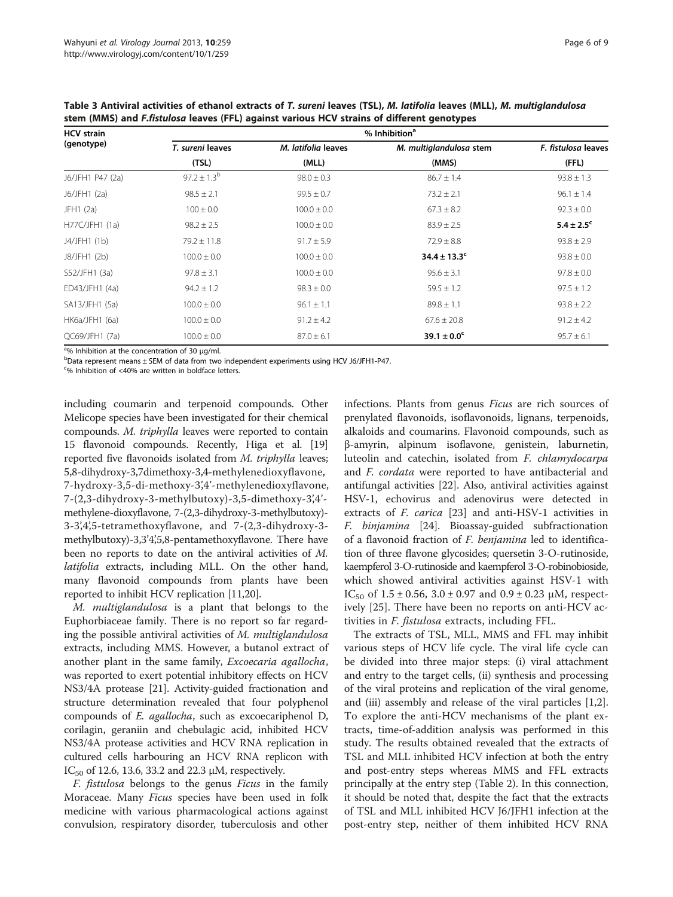**Table 3 Antiviral activities of ethanol extracts of *T. sureni* leaves (TSL), *M. latifolia* leaves (MLL), *M. multiglandulosa* stem (MMS) and *F.fistulosa* leaves (FFL) against various HCV strains of different genotypes**

| HCV strain (genotype) | % Inhibition[a] | | | |
|---|---|---|---|---|
| | *T. sureni* leaves (TSL) | *M. latifolia* leaves (MLL) | *M. multiglandulosa* stem (MMS) | *F. fistulosa* leaves (FFL) |
| J6/JFH1 P47 (2a) | 97.2 ± 1.3[b] | 98.0 ± 0.3 | 86.7 ± 1.4 | 93.8 ± 1.3 |
| J6/JFH1 (2a) | 98.5 ± 2.1 | 99.5 ± 0.7 | 73.2 ± 2.1 | 96.1 ± 1.4 |
| JFH1 (2a) | 100 ± 0.0 | 100.0 ± 0.0 | 67.3 ± 8.2 | 92.3 ± 0.0 |
| H77C/JFH1 (1a) | 98.2 ± 2.5 | 100.0 ± 0.0 | 83.9 ± 2.5 | **5.4 ± 2.5[c]** |
| J4/JFH1 (1b) | 79.2 ± 11.8 | 91.7 ± 5.9 | 72.9 ± 8.8 | 93.8 ± 2.9 |
| J8/JFH1 (2b) | 100.0 ± 0.0 | 100.0 ± 0.0 | **34.4 ± 13.3[c]** | 93.8 ± 0.0 |
| S52/JFH1 (3a) | 97.8 ± 3.1 | 100.0 ± 0.0 | 95.6 ± 3.1 | 97.8 ± 0.0 |
| ED43/JFH1 (4a) | 94.2 ± 1.2 | 98.3 ± 0.0 | 59.5 ± 1.2 | 97.5 ± 1.2 |
| SA13/JFH1 (5a) | 100.0 ± 0.0 | 96.1 ± 1.1 | 89.8 ± 1.1 | 93.8 ± 2.2 |
| HK6a/JFH1 (6a) | 100.0 ± 0.0 | 91.2 ± 4.2 | 67.6 ± 20.8 | 91.2 ± 4.2 |
| QC69/JFH1 (7a) | 100.0 ± 0.0 | 87.0 ± 6.1 | **39.1 ± 0.0[c]** | 95.7 ± 6.1 |

[a]% Inhibition at the concentration of 30 μg/ml.
[b]Data represent means ± SEM of data from two independent experiments using HCV J6/JFH1-P47.
[c]% Inhibition of <40% are written in boldface letters.

including coumarin and terpenoid compounds. Other Melicope species have been investigated for their chemical compounds. *M. triphylla* leaves were reported to contain 15 flavonoid compounds. Recently, Higa et al. [19] reported five flavonoids isolated from *M. triphylla* leaves; 5,8-dihydroxy-3,7dimethoxy-3,4-methylenedioxyflavone, 7-hydroxy-3,5-di-methoxy-3',4'-methylenedioxyflavone, 7-(2,3-dihydroxy-3-methylbutoxy)-3,5-dimethoxy-3',4'-methylene-dioxyflavone, 7-(2,3-dihydroxy-3-methylbutoxy)-3-3',4',5-tetramethoxyflavone, and 7-(2,3-dihydroxy-3-methylbutoxy)-3,3'4',5,8-pentamethoxyflavone. There have been no reports to date on the antiviral activities of *M. latifolia* extracts, including MLL. On the other hand, many flavonoid compounds from plants have been reported to inhibit HCV replication [11,20].

*M. multiglandulosa* is a plant that belongs to the Euphorbiaceae family. There is no report so far regarding the possible antiviral activities of *M. multiglandulosa* extracts, including MMS. However, a butanol extract of another plant in the same family, *Excoecaria agallocha*, was reported to exert potential inhibitory effects on HCV NS3/4A protease [21]. Activity-guided fractionation and structure determination revealed that four polyphenol compounds of *E. agallocha*, such as excoecariphenol D, corilagin, geraniin and chebulagic acid, inhibited HCV NS3/4A protease activities and HCV RNA replication in cultured cells harbouring an HCV RNA replicon with $IC_{50}$ of 12.6, 13.6, 33.2 and 22.3 μM, respectively.

*F. fistulosa* belongs to the genus *Ficus* in the family Moraceae. Many *Ficus* species have been used in folk medicine with various pharmacological actions against convulsion, respiratory disorder, tuberculosis and other infections. Plants from genus *Ficus* are rich sources of prenylated flavonoids, isoflavonoids, lignans, terpenoids, alkaloids and coumarins. Flavonoid compounds, such as β-amyrin, alpinum isoflavone, genistein, laburnetin, luteolin and catechin, isolated from *F. chlamydocarpa* and *F. cordata* were reported to have antibacterial and antifungal activities [22]. Also, antiviral activities against HSV-1, echovirus and adenovirus were detected in extracts of *F. carica* [23] and anti-HSV-1 activities in *F. binjamina* [24]. Bioassay-guided subfractionation of a flavonoid fraction of *F. benjamina* led to identification of three flavone glycosides; quersetin 3-O-rutinoside, kaempferol 3-O-rutinoside and kaempferol 3-O-robinobioside, which showed antiviral activities against HSV-1 with $IC_{50}$ of 1.5 ± 0.56, 3.0 ± 0.97 and 0.9 ± 0.23 μM, respectively [25]. There have been no reports on anti-HCV activities in *F. fistulosa* extracts, including FFL.

The extracts of TSL, MLL, MMS and FFL may inhibit various steps of HCV life cycle. The viral life cycle can be divided into three major steps: (i) viral attachment and entry to the target cells, (ii) synthesis and processing of the viral proteins and replication of the viral genome, and (iii) assembly and release of the viral particles [1,2]. To explore the anti-HCV mechanisms of the plant extracts, time-of-addition analysis was performed in this study. The results obtained revealed that the extracts of TSL and MLL inhibited HCV infection at both the entry and post-entry steps whereas MMS and FFL extracts principally at the entry step (Table 2). In this connection, it should be noted that, despite the fact that the extracts of TSL and MLL inhibited HCV J6/JFH1 infection at the post-entry step, neither of them inhibited HCV RNA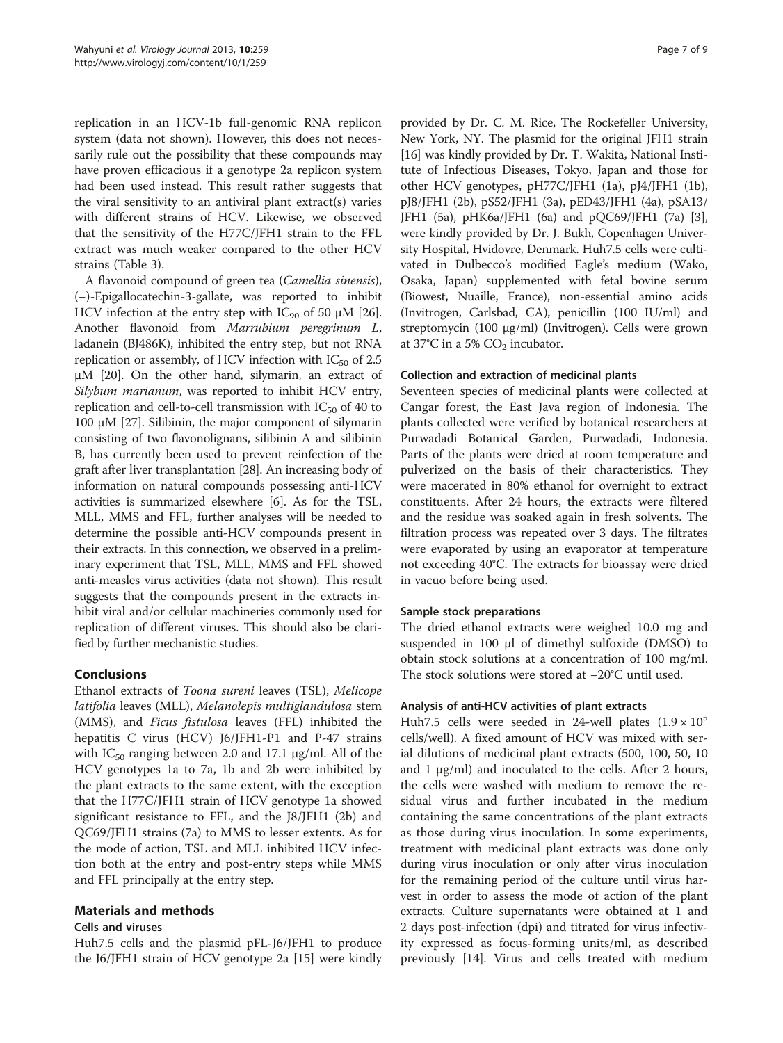replication in an HCV-1b full-genomic RNA replicon system (data not shown). However, this does not necessarily rule out the possibility that these compounds may have proven efficacious if a genotype 2a replicon system had been used instead. This result rather suggests that the viral sensitivity to an antiviral plant extract(s) varies with different strains of HCV. Likewise, we observed that the sensitivity of the H77C/JFH1 strain to the FFL extract was much weaker compared to the other HCV strains (Table 3).

A flavonoid compound of green tea (*Camellia sinensis*), (−)-Epigallocatechin-3-gallate, was reported to inhibit HCV infection at the entry step with $IC_{90}$ of 50 μM [26]. Another flavonoid from *Marrubium peregrinum L*, ladanein (BJ486K), inhibited the entry step, but not RNA replication or assembly, of HCV infection with $IC_{50}$ of 2.5 μM [20]. On the other hand, silymarin, an extract of *Silybum marianum*, was reported to inhibit HCV entry, replication and cell-to-cell transmission with $IC_{50}$ of 40 to 100 μM [27]. Silibinin, the major component of silymarin consisting of two flavonolignans, silibinin A and silibinin B, has currently been used to prevent reinfection of the graft after liver transplantation [28]. An increasing body of information on natural compounds possessing anti-HCV activities is summarized elsewhere [6]. As for the TSL, MLL, MMS and FFL, further analyses will be needed to determine the possible anti-HCV compounds present in their extracts. In this connection, we observed in a preliminary experiment that TSL, MLL, MMS and FFL showed anti-measles virus activities (data not shown). This result suggests that the compounds present in the extracts inhibit viral and/or cellular machineries commonly used for replication of different viruses. This should also be clarified by further mechanistic studies.

## Conclusions

Ethanol extracts of *Toona sureni* leaves (TSL), *Melicope latifolia* leaves (MLL), *Melanolepis multiglandulosa* stem (MMS), and *Ficus fistulosa* leaves (FFL) inhibited the hepatitis C virus (HCV) J6/JFH1-P1 and P-47 strains with $IC_{50}$ ranging between 2.0 and 17.1 μg/ml. All of the HCV genotypes 1a to 7a, 1b and 2b were inhibited by the plant extracts to the same extent, with the exception that the H77C/JFH1 strain of HCV genotype 1a showed significant resistance to FFL, and the J8/JFH1 (2b) and QC69/JFH1 strains (7a) to MMS to lesser extents. As for the mode of action, TSL and MLL inhibited HCV infection both at the entry and post-entry steps while MMS and FFL principally at the entry step.

## Materials and methods

### Cells and viruses

Huh7.5 cells and the plasmid pFL-J6/JFH1 to produce the J6/JFH1 strain of HCV genotype 2a [15] were kindly provided by Dr. C. M. Rice, The Rockefeller University, New York, NY. The plasmid for the original JFH1 strain [16] was kindly provided by Dr. T. Wakita, National Institute of Infectious Diseases, Tokyo, Japan and those for other HCV genotypes, pH77C/JFH1 (1a), pJ4/JFH1 (1b), pJ8/JFH1 (2b), pS52/JFH1 (3a), pED43/JFH1 (4a), pSA13/JFH1 (5a), pHK6a/JFH1 (6a) and pQC69/JFH1 (7a) [3], were kindly provided by Dr. J. Bukh, Copenhagen University Hospital, Hvidovre, Denmark. Huh7.5 cells were cultivated in Dulbecco's modified Eagle's medium (Wako, Osaka, Japan) supplemented with fetal bovine serum (Biowest, Nuaille, France), non-essential amino acids (Invitrogen, Carlsbad, CA), penicillin (100 IU/ml) and streptomycin (100 μg/ml) (Invitrogen). Cells were grown at 37°C in a 5% $CO_2$ incubator.

### Collection and extraction of medicinal plants

Seventeen species of medicinal plants were collected at Cangar forest, the East Java region of Indonesia. The plants collected were verified by botanical researchers at Purwadadi Botanical Garden, Purwadadi, Indonesia. Parts of the plants were dried at room temperature and pulverized on the basis of their characteristics. They were macerated in 80% ethanol for overnight to extract constituents. After 24 hours, the extracts were filtered and the residue was soaked again in fresh solvents. The filtration process was repeated over 3 days. The filtrates were evaporated by using an evaporator at temperature not exceeding 40°C. The extracts for bioassay were dried in vacuo before being used.

### Sample stock preparations

The dried ethanol extracts were weighed 10.0 mg and suspended in 100 μl of dimethyl sulfoxide (DMSO) to obtain stock solutions at a concentration of 100 mg/ml. The stock solutions were stored at −20°C until used.

### Analysis of anti-HCV activities of plant extracts

Huh7.5 cells were seeded in 24-well plates ($1.9 \times 10^5$ cells/well). A fixed amount of HCV was mixed with serial dilutions of medicinal plant extracts (500, 100, 50, 10 and 1 μg/ml) and inoculated to the cells. After 2 hours, the cells were washed with medium to remove the residual virus and further incubated in the medium containing the same concentrations of the plant extracts as those during virus inoculation. In some experiments, treatment with medicinal plant extracts was done only during virus inoculation or only after virus inoculation for the remaining period of the culture until virus harvest in order to assess the mode of action of the plant extracts. Culture supernatants were obtained at 1 and 2 days post-infection (dpi) and titrated for virus infectivity expressed as focus-forming units/ml, as described previously [14]. Virus and cells treated with medium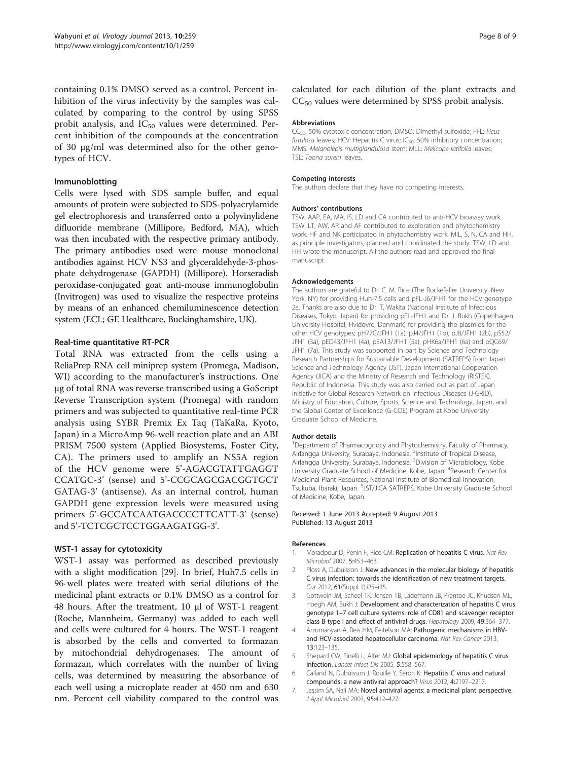containing 0.1% DMSO served as a control. Percent inhibition of the virus infectivity by the samples was calculated by comparing to the control by using SPSS probit analysis, and $IC_{50}$ values were determined. Percent inhibition of the compounds at the concentration of 30 μg/ml was determined also for the other genotypes of HCV.

### Immunoblotting

Cells were lysed with SDS sample buffer, and equal amounts of protein were subjected to SDS-polyacrylamide gel electrophoresis and transferred onto a polyvinylidene difluoride membrane (Millipore, Bedford, MA), which was then incubated with the respective primary antibody. The primary antibodies used were mouse monoclonal antibodies against HCV NS3 and glyceraldehyde-3-phosphate dehydrogenase (GAPDH) (Millipore). Horseradish peroxidase-conjugated goat anti-mouse immunoglobulin (Invitrogen) was used to visualize the respective proteins by means of an enhanced chemiluminescence detection system (ECL; GE Healthcare, Buckinghamshire, UK).

### Real-time quantitative RT-PCR

Total RNA was extracted from the cells using a ReliaPrep RNA cell miniprep system (Promega, Madison, WI) according to the manufacturer's instructions. One μg of total RNA was reverse transcribed using a GoScript Reverse Transcription system (Promega) with random primers and was subjected to quantitative real-time PCR analysis using SYBR Premix Ex Taq (TaKaRa, Kyoto, Japan) in a MicroAmp 96-well reaction plate and an ABI PRISM 7500 system (Applied Biosystems, Foster City, CA). The primers used to amplify an NS5A region of the HCV genome were 5'-AGACGTATTGAGGTCCATGC-3' (sense) and 5'-CCGCAGCGACGGTGCTGATAG-3' (antisense). As an internal control, human GAPDH gene expression levels were measured using primers 5'-GCCATCAATGACCCCTTCATT-3' (sense) and 5'-TCTCGCTCCTGGAAGATGG-3'.

### WST-1 assay for cytotoxicity

WST-1 assay was performed as described previously with a slight modification [29]. In brief, Huh7.5 cells in 96-well plates were treated with serial dilutions of the medicinal plant extracts or 0.1% DMSO as a control for 48 hours. After the treatment, 10 μl of WST-1 reagent (Roche, Mannheim, Germany) was added to each well and cells were cultured for 4 hours. The WST-1 reagent is absorbed by the cells and converted to formazan by mitochondrial dehydrogenases. The amount of formazan, which correlates with the number of living cells, was determined by measuring the absorbance of each well using a microplate reader at 450 nm and 630 nm. Percent cell viability compared to the control was calculated for each dilution of the plant extracts and $CC_{50}$ values were determined by SPSS probit analysis.

#### Abbreviations

$CC_{50}$: 50% cytotoxic concentration; DMSO: Dimethyl sulfoxide; FFL: *Ficus fistulosa* leaves; HCV: Hepatitis C virus; $IC_{50}$: 50% inhibitory concentration; MMS: *Melanolepis multiglandulosa* stem; MLL: *Melicope latifolia* leaves; TSL: *Toona sureni* leaves.

#### Competing interests

The authors declare that they have no competing interests.

#### Authors' contributions

TSW, AAP, EA, MA, IS, LD and CA contributed to anti-HCV bioassay work. TSW, LT, AW, AR and AF contributed to exploration and phytochemistry work. HF and NK participated in phytochemistry work. MIL, S, N, CA and HH, as principle investigators, planned and coordinated the study. TSW, LD and HH wrote the manuscript. All the authors read and approved the final manuscript.

#### Acknowledgements

The authors are grateful to Dr. C. M. Rice (The Rockefeller University, New York, NY) for providing Huh-7.5 cells and pFL-J6/JFH1 for the HCV genotype 2a. Thanks are also due to Dr. T. Wakita (National Institute of Infectious Diseases, Tokyo, Japan) for providing pFL-JFH1 and Dr. J. Bukh (Copenhagen University Hospital, Hvidovre, Denmark) for providing the plasmids for the other HCV genotypes; pH77C/JFH1 (1a), pJ4/JFH1 (1b), pJ8/JFH1 (2b), pS52/JFH1 (3a), pED43/JFH1 (4a), pSA13/JFH1 (5a), pHK6a/JFH1 (6a) and pQC69/JFH1 (7a). This study was supported in part by Science and Technology Research Partnerships for Sustainable Development (SATREPS) from Japan Science and Technology Agency (JST), Japan International Cooperation Agency (JICA) and the Ministry of Research and Technology (RISTEK), Republic of Indonesia. This study was also carried out as part of Japan Initiative for Global Research Network on Infectious Diseases (J-GRID), Ministry of Education, Culture, Sports, Science and Technology, Japan, and the Global Center of Excellence (G-COE) Program at Kobe University Graduate School of Medicine.

#### Author details

[1]Department of Pharmacognocy and Phytochemistry, Faculty of Pharmacy, Airlangga University, Surabaya, Indonesia. [2]Institute of Tropical Disease, Airlangga University, Surabaya, Indonesia. [3]Division of Microbiology, Kobe University Graduate School of Medicine, Kobe, Japan. [4]Research Center for Medicinal Plant Resources, National Institute of Biomedical Innovation, Tsukuba, Ibaraki, Japan. [5]JST/JICA SATREPS, Kobe University Graduate School of Medicine, Kobe, Japan.

Received: 1 June 2013 Accepted: 9 August 2013
Published: 13 August 2013

#### References

1. Moradpour D, Penin F, Rice CM: **Replication of hepatitis C virus.** *Nat Rev Microbiol* 2007, **5:**453–463.
2. Ploss A, Dubuisson J: **New advances in the molecular biology of hepatitis C virus infection: towards the identification of new treatment targets.** *Gut* 2012, **61**(Suppl 1):i25–i35.
3. Gottwein JM, Scheel TK, Jensen TB, Lademann JB, Prentoe JC, Knudsen ML, Hoegh AM, Bukh J: **Development and characterization of hepatitis C virus genotype 1–7 cell culture systems: role of CD81 and scavenger receptor class B type I and effect of antiviral drugs.** *Hepatology* 2009, **49:**364–377.
4. Arzumanyan A, Reis HM, Feitelson MA: **Pathogenic mechanisms in HBV- and HCV-associated hepatocellular carcinoma.** *Nat Rev Cancer* 2013, **13:**123–135.
5. Shepard CW, Finelli L, Alter MJ: **Global epidemiology of hepatitis C virus infection.** *Lancet Infect Dis* 2005, **5:**558–567.
6. Calland N, Dubuisson J, Rouille Y, Seron K: **Hepatitis C virus and natural compounds: a new antiviral approach?** *Virus* 2012, **4:**2197–2217.
7. Jassim SA, Naji MA: **Novel antiviral agents: a medicinal plant perspective.** *J Appl Microbiol* 2003, **95:**412–427.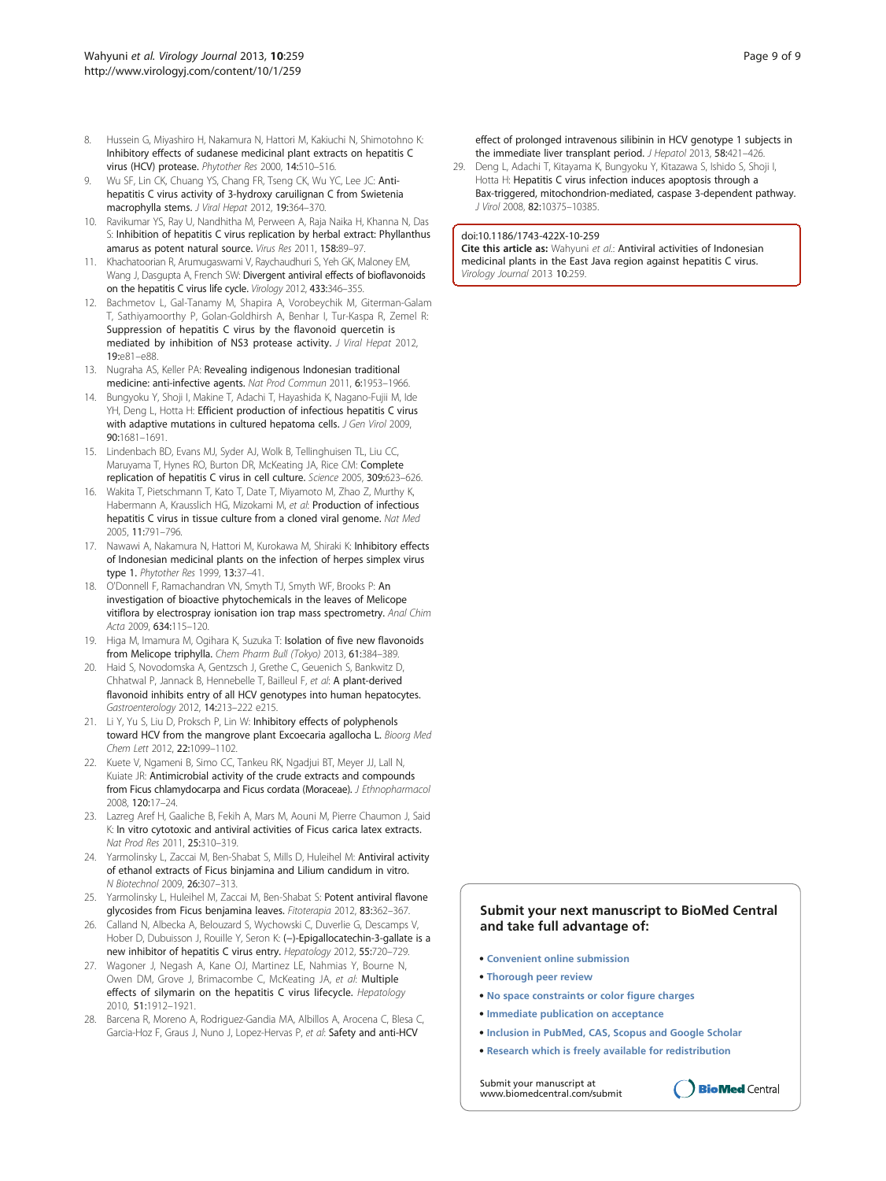8. Hussein G, Miyashiro H, Nakamura N, Hattori M, Kakiuchi N, Shimotohno K: **Inhibitory effects of sudanese medicinal plant extracts on hepatitis C virus (HCV) protease.** *Phytother Res* 2000, **14:**510–516.
9. Wu SF, Lin CK, Chuang YS, Chang FR, Tseng CK, Wu YC, Lee JC: **Anti-hepatitis C virus activity of 3-hydroxy caruilignan C from Swietenia macrophylla stems.** *J Viral Hepat* 2012, **19:**364–370.
10. Ravikumar YS, Ray U, Nandhitha M, Perween A, Raja Naika H, Khanna N, Das S: **Inhibition of hepatitis C virus replication by herbal extract: Phyllanthus amarus as potent natural source.** *Virus Res* 2011, **158:**89–97.
11. Khachatoorian R, Arumugaswami V, Raychaudhuri S, Yeh GK, Maloney EM, Wang J, Dasgupta A, French SW: **Divergent antiviral effects of bioflavonoids on the hepatitis C virus life cycle.** *Virology* 2012, **433:**346–355.
12. Bachmetov L, Gal-Tanamy M, Shapira A, Vorobeychik M, Giterman-Galam T, Sathiyamoorthy P, Golan-Goldhirsh A, Benhar I, Tur-Kaspa R, Zemel R: **Suppression of hepatitis C virus by the flavonoid quercetin is mediated by inhibition of NS3 protease activity.** *J Viral Hepat* 2012, **19:**e81–e88.
13. Nugraha AS, Keller PA: **Revealing indigenous Indonesian traditional medicine: anti-infective agents.** *Nat Prod Commun* 2011, **6:**1953–1966.
14. Bungyoku Y, Shoji I, Makine T, Adachi T, Hayashida K, Nagano-Fujii M, Ide YH, Deng L, Hotta H: **Efficient production of infectious hepatitis C virus with adaptive mutations in cultured hepatoma cells.** *J Gen Virol* 2009, **90:**1681–1691.
15. Lindenbach BD, Evans MJ, Syder AJ, Wolk B, Tellinghuisen TL, Liu CC, Maruyama T, Hynes RO, Burton DR, McKeating JA, Rice CM: **Complete replication of hepatitis C virus in cell culture.** *Science* 2005, **309:**623–626.
16. Wakita T, Pietschmann T, Kato T, Date T, Miyamoto M, Zhao Z, Murthy K, Habermann A, Krausslich HG, Mizokami M, *et al*: **Production of infectious hepatitis C virus in tissue culture from a cloned viral genome.** *Nat Med* 2005, **11:**791–796.
17. Nawawi A, Nakamura N, Hattori M, Kurokawa M, Shiraki K: **Inhibitory effects of Indonesian medicinal plants on the infection of herpes simplex virus type 1.** *Phytother Res* 1999, **13:**37–41.
18. O'Donnell F, Ramachandran VN, Smyth TJ, Smyth WF, Brooks P: **An investigation of bioactive phytochemicals in the leaves of Melicope vitiflora by electrospray ionisation ion trap mass spectrometry.** *Anal Chim Acta* 2009, **634:**115–120.
19. Higa M, Imamura M, Ogihara K, Suzuka T: **Isolation of five new flavonoids from Melicope triphylla.** *Chem Pharm Bull (Tokyo)* 2013, **61:**384–389.
20. Haid S, Novodomska A, Gentzsch J, Grethe C, Geuenich S, Bankwitz D, Chhatwal P, Jannack B, Hennebelle T, Bailleul F, *et al*: **A plant-derived flavonoid inhibits entry of all HCV genotypes into human hepatocytes.** *Gastroenterology* 2012, **14:**213–222 e215.
21. Li Y, Yu S, Liu D, Proksch P, Lin W: **Inhibitory effects of polyphenols toward HCV from the mangrove plant Excoecaria agallocha L.** *Bioorg Med Chem Lett* 2012, **22:**1099–1102.
22. Kuete V, Ngameni B, Simo CC, Tankeu RK, Ngadjui BT, Meyer JJ, Lall N, Kuiate JR: **Antimicrobial activity of the crude extracts and compounds from Ficus chlamydocarpa and Ficus cordata (Moraceae).** *J Ethnopharmacol* 2008, **120:**17–24.
23. Lazreg Aref H, Gaaliche B, Fekih A, Mars M, Aouni M, Pierre Chaumon J, Said K: **In vitro cytotoxic and antiviral activities of Ficus carica latex extracts.** *Nat Prod Res* 2011, **25:**310–319.
24. Yarmolinsky L, Zaccai M, Ben-Shabat S, Mills D, Huleihel M: **Antiviral activity of ethanol extracts of Ficus binjamina and Lilium candidum in vitro.** *N Biotechnol* 2009, **26:**307–313.
25. Yarmolinsky L, Huleihel M, Zaccai M, Ben-Shabat S: **Potent antiviral flavone glycosides from Ficus benjamina leaves.** *Fitoterapia* 2012, **83:**362–367.
26. Calland N, Albecka A, Belouzard S, Wychowski C, Duverlie G, Descamps V, Hober D, Dubuisson J, Rouille Y, Seron K: **(−)-Epigallocatechin-3-gallate is a new inhibitor of hepatitis C virus entry.** *Hepatology* 2012, **55:**720–729.
27. Wagoner J, Negash A, Kane OJ, Martinez LE, Nahmias Y, Bourne N, Owen DM, Grove J, Brimacombe C, McKeating JA, *et al*: **Multiple effects of silymarin on the hepatitis C virus lifecycle.** *Hepatology* 2010, **51:**1912–1921.
28. Barcena R, Moreno A, Rodriguez-Gandia MA, Albillos A, Arocena C, Blesa C, Garcia-Hoz F, Graus J, Nuno J, Lopez-Hervas P, *et al*: **Safety and anti-HCV effect of prolonged intravenous silibinin in HCV genotype 1 subjects in the immediate liver transplant period.** *J Hepatol* 2013, **58:**421–426.
29. Deng L, Adachi T, Kitayama K, Bungyoku Y, Kitazawa S, Ishido S, Shoji I, Hotta H: **Hepatitis C virus infection induces apoptosis through a Bax-triggered, mitochondrion-mediated, caspase 3-dependent pathway.** *J Virol* 2008, **82:**10375–10385.

doi:10.1186/1743-422X-10-259

**Cite this article as:** Wahyuni *et al.*: Antiviral activities of Indonesian medicinal plants in the East Java region against hepatitis C virus. *Virology Journal* 2013 **10**:259.

**Submit your next manuscript to BioMed Central and take full advantage of:**

- **Convenient online submission**
- **Thorough peer review**
- **No space constraints or color figure charges**
- **Immediate publication on acceptance**
- **Inclusion in PubMed, CAS, Scopus and Google Scholar**
- **Research which is freely available for redistribution**

Submit your manuscript at www.biomedcentral.com/submit

BioMed Central